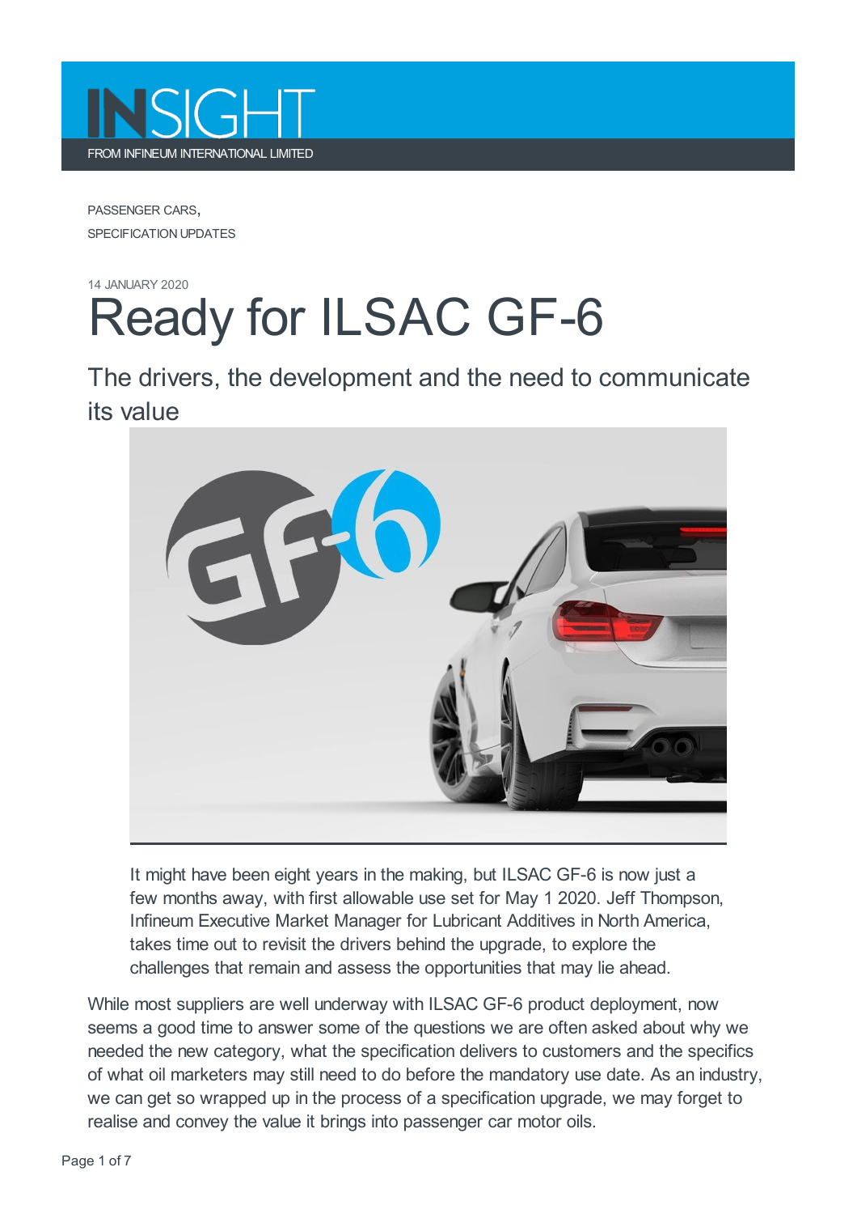INSIGHT

FROM INFINEUM INTERNATIONAL LIMITED

PASSENGER CARS,
SPECIFICATION UPDATES

14 JANUARY 2020

# Ready for ILSAC GF-6

## The drivers, the development and the need to communicate its value

It might have been eight years in the making, but ILSAC GF-6 is now just a few months away, with first allowable use set for May 1 2020. Jeff Thompson, Infineum Executive Market Manager for Lubricant Additives in North America, takes time out to revisit the drivers behind the upgrade, to explore the challenges that remain and assess the opportunities that may lie ahead.

While most suppliers are well underway with ILSAC GF-6 product deployment, now seems a good time to answer some of the questions we are often asked about why we needed the new category, what the specification delivers to customers and the specifics of what oil marketers may still need to do before the mandatory use date. As an industry, we can get so wrapped up in the process of a specification upgrade, we may forget to realise and convey the value it brings into passenger car motor oils.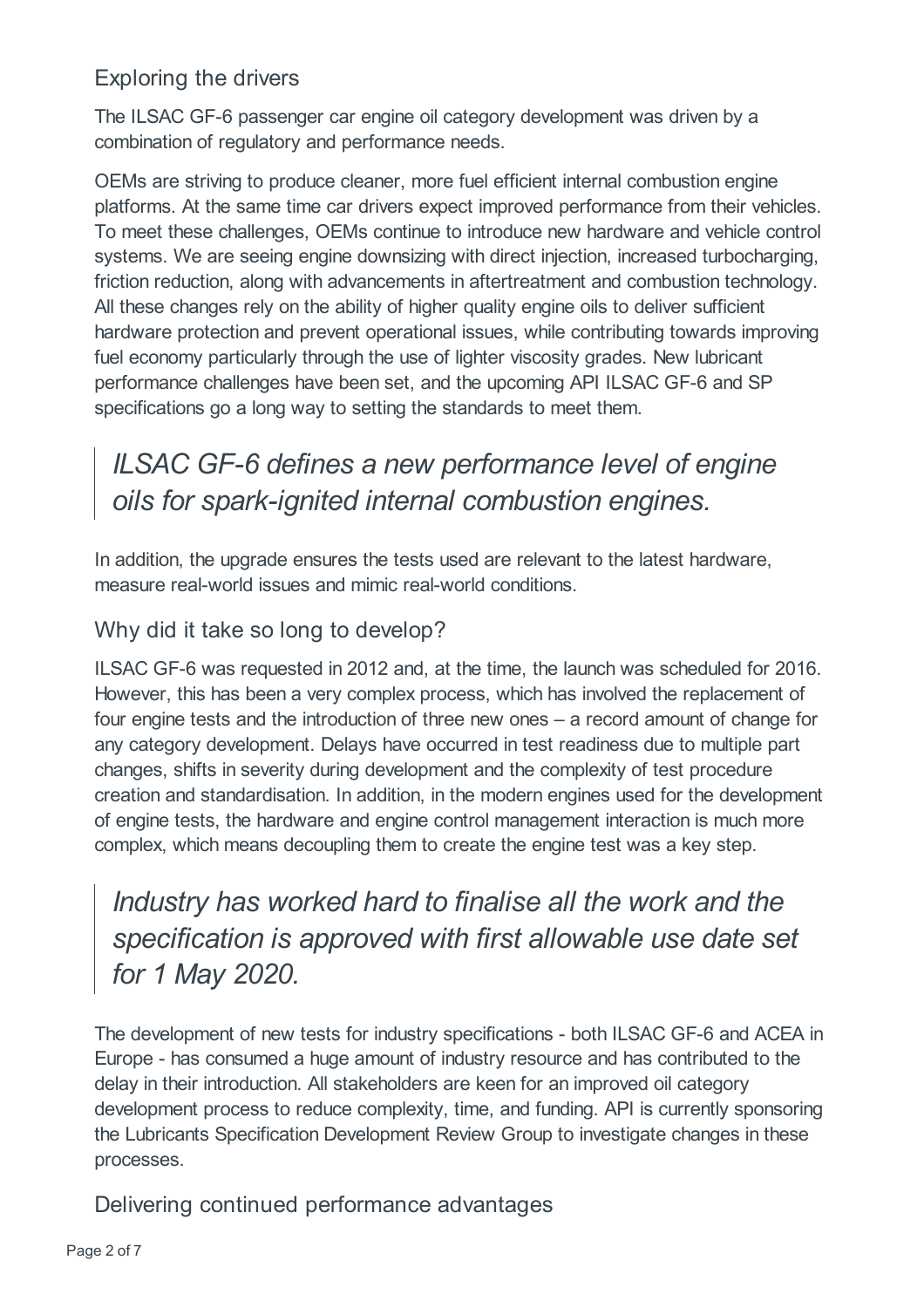## Exploring the drivers

The ILSAC GF-6 passenger car engine oil category development was driven by a combination of regulatory and performance needs.

OEMs are striving to produce cleaner, more fuel efficient internal combustion engine platforms. At the same time car drivers expect improved performance from their vehicles. To meet these challenges, OEMs continue to introduce new hardware and vehicle control systems. We are seeing engine downsizing with direct injection, increased turbocharging, friction reduction, along with advancements in aftertreatment and combustion technology. All these changes rely on the ability of higher quality engine oils to deliver sufficient hardware protection and prevent operational issues, while contributing towards improving fuel economy particularly through the use of lighter viscosity grades. New lubricant performance challenges have been set, and the upcoming API ILSAC GF-6 and SP specifications go a long way to setting the standards to meet them.

> *ILSAC GF-6 defines a new performance level of engine oils for spark-ignited internal combustion engines.*

In addition, the upgrade ensures the tests used are relevant to the latest hardware, measure real-world issues and mimic real-world conditions.

## Why did it take so long to develop?

ILSAC GF-6 was requested in 2012 and, at the time, the launch was scheduled for 2016. However, this has been a very complex process, which has involved the replacement of four engine tests and the introduction of three new ones – a record amount of change for any category development. Delays have occurred in test readiness due to multiple part changes, shifts in severity during development and the complexity of test procedure creation and standardisation. In addition, in the modern engines used for the development of engine tests, the hardware and engine control management interaction is much more complex, which means decoupling them to create the engine test was a key step.

> *Industry has worked hard to finalise all the work and the specification is approved with first allowable use date set for 1 May 2020.*

The development of new tests for industry specifications - both ILSAC GF-6 and ACEA in Europe - has consumed a huge amount of industry resource and has contributed to the delay in their introduction. All stakeholders are keen for an improved oil category development process to reduce complexity, time, and funding. API is currently sponsoring the Lubricants Specification Development Review Group to investigate changes in these processes.

## Delivering continued performance advantages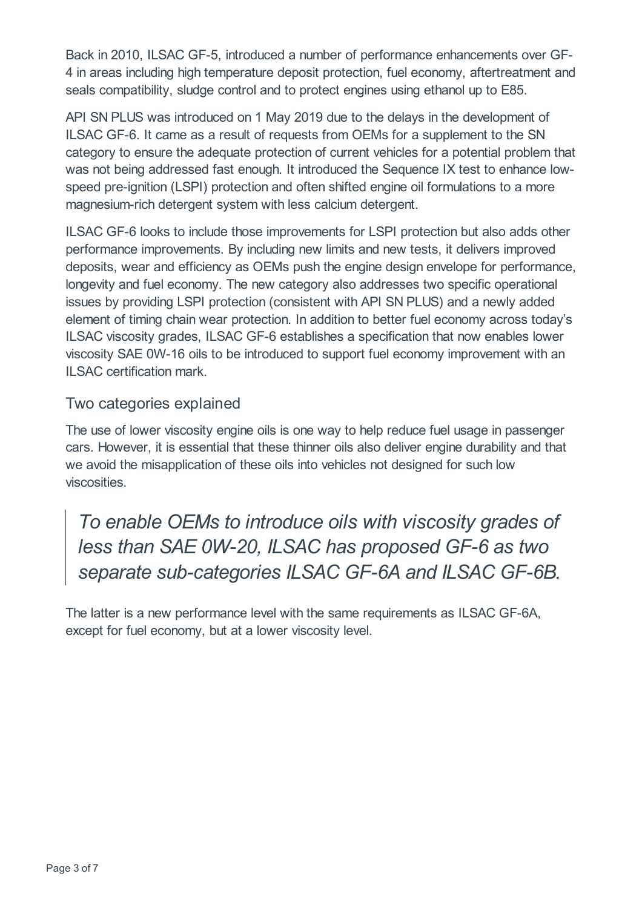Back in 2010, ILSAC GF-5, introduced a number of performance enhancements over GF-4 in areas including high temperature deposit protection, fuel economy, aftertreatment and seals compatibility, sludge control and to protect engines using ethanol up to E85.

API SN PLUS was introduced on 1 May 2019 due to the delays in the development of ILSAC GF-6. It came as a result of requests from OEMs for a supplement to the SN category to ensure the adequate protection of current vehicles for a potential problem that was not being addressed fast enough. It introduced the Sequence IX test to enhance low-speed pre-ignition (LSPI) protection and often shifted engine oil formulations to a more magnesium-rich detergent system with less calcium detergent.

ILSAC GF-6 looks to include those improvements for LSPI protection but also adds other performance improvements. By including new limits and new tests, it delivers improved deposits, wear and efficiency as OEMs push the engine design envelope for performance, longevity and fuel economy. The new category also addresses two specific operational issues by providing LSPI protection (consistent with API SN PLUS) and a newly added element of timing chain wear protection. In addition to better fuel economy across today's ILSAC viscosity grades, ILSAC GF-6 establishes a specification that now enables lower viscosity SAE 0W-16 oils to be introduced to support fuel economy improvement with an ILSAC certification mark.

## Two categories explained

The use of lower viscosity engine oils is one way to help reduce fuel usage in passenger cars. However, it is essential that these thinner oils also deliver engine durability and that we avoid the misapplication of these oils into vehicles not designed for such low viscosities.

> *To enable OEMs to introduce oils with viscosity grades of less than SAE 0W-20, ILSAC has proposed GF-6 as two separate sub-categories ILSAC GF-6A and ILSAC GF-6B.*

The latter is a new performance level with the same requirements as ILSAC GF-6A, except for fuel economy, but at a lower viscosity level.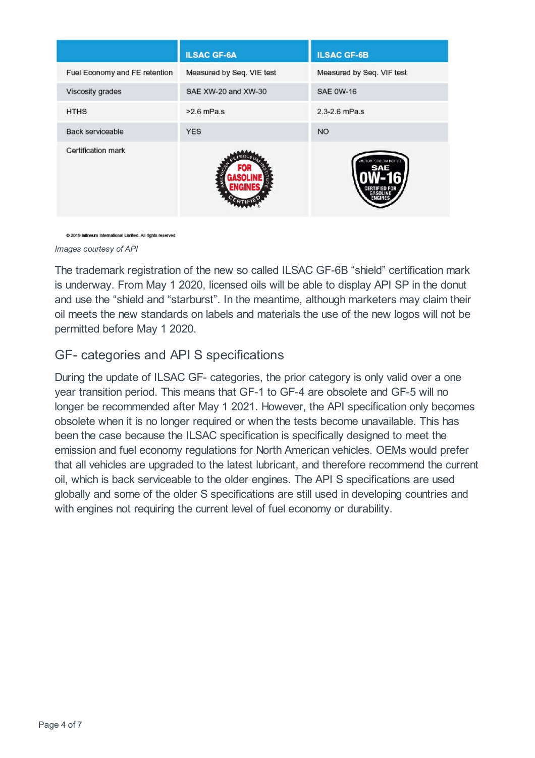| | ILSAC GF-6A | ILSAC GF-6B |
|---|---|---|
| Fuel Economy and FE retention | Measured by Seq. VIE test | Measured by Seq. VIF test |
| Viscosity grades | SAE XW-20 and XW-30 | SAE 0W-16 |
| HTHS | >2.6 mPa.s | 2.3-2.6 mPa.s |
| Back serviceable | YES | NO |
| Certification mark | | |

© 2019 Infineum International Limited. All rights reserved

*Images courtesy of API*

The trademark registration of the new so called ILSAC GF-6B "shield" certification mark is underway. From May 1 2020, licensed oils will be able to display API SP in the donut and use the "shield and "starburst". In the meantime, although marketers may claim their oil meets the new standards on labels and materials the use of the new logos will not be permitted before May 1 2020.

## GF- categories and API S specifications

During the update of ILSAC GF- categories, the prior category is only valid over a one year transition period. This means that GF-1 to GF-4 are obsolete and GF-5 will no longer be recommended after May 1 2021. However, the API specification only becomes obsolete when it is no longer required or when the tests become unavailable. This has been the case because the ILSAC specification is specifically designed to meet the emission and fuel economy regulations for North American vehicles. OEMs would prefer that all vehicles are upgraded to the latest lubricant, and therefore recommend the current oil, which is back serviceable to the older engines. The API S specifications are used globally and some of the older S specifications are still used in developing countries and with engines not requiring the current level of fuel economy or durability.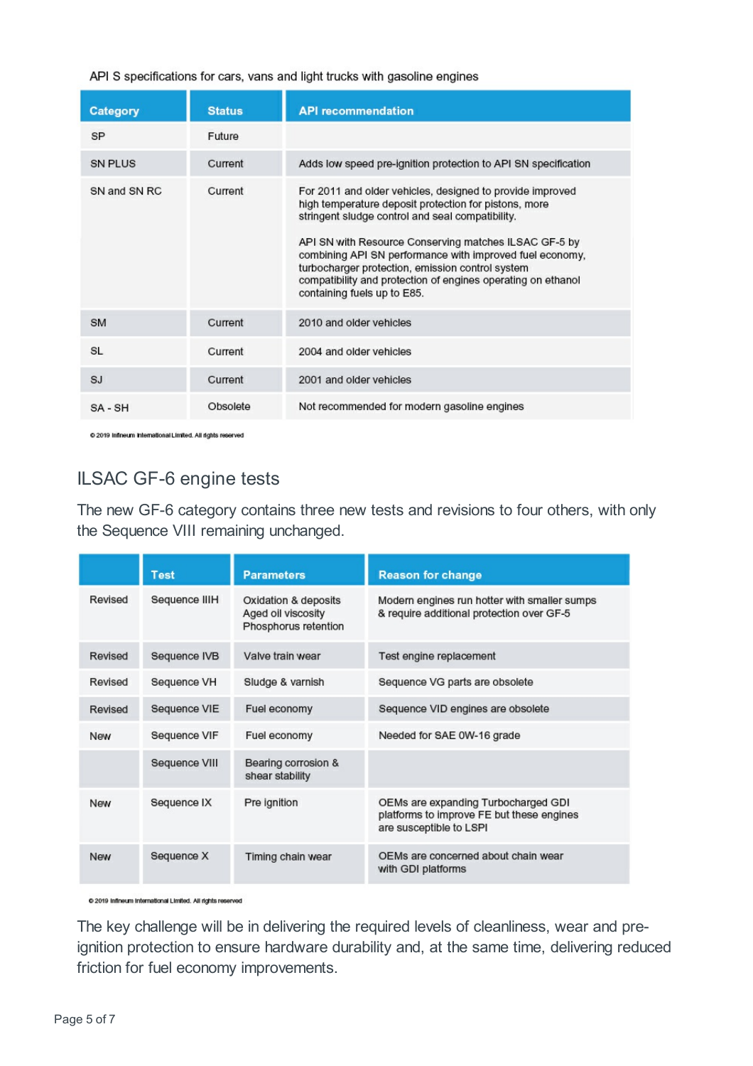API S specifications for cars, vans and light trucks with gasoline engines

| Category | Status | API recommendation |
|---|---|---|
| SP | Future | |
| SN PLUS | Current | Adds low speed pre-ignition protection to API SN specification |
| SN and SN RC | Current | For 2011 and older vehicles, designed to provide improved high temperature deposit protection for pistons, more stringent sludge control and seal compatibility.<br><br>API SN with Resource Conserving matches ILSAC GF-5 by combining API SN performance with improved fuel economy, turbocharger protection, emission control system compatibility and protection of engines operating on ethanol containing fuels up to E85. |
| SM | Current | 2010 and older vehicles |
| SL | Current | 2004 and older vehicles |
| SJ | Current | 2001 and older vehicles |
| SA - SH | Obsolete | Not recommended for modern gasoline engines |

© 2019 Infineum International Limited. All rights reserved

## ILSAC GF-6 engine tests

The new GF-6 category contains three new tests and revisions to four others, with only the Sequence VIII remaining unchanged.

| | Test | Parameters | Reason for change |
|---|---|---|---|
| Revised | Sequence IIIH | Oxidation & deposits<br>Aged oil viscosity<br>Phosphorus retention | Modern engines run hotter with smaller sumps & require additional protection over GF-5 |
| Revised | Sequence IVB | Valve train wear | Test engine replacement |
| Revised | Sequence VH | Sludge & varnish | Sequence VG parts are obsolete |
| Revised | Sequence VIE | Fuel economy | Sequence VID engines are obsolete |
| New | Sequence VIF | Fuel economy | Needed for SAE 0W-16 grade |
| | Sequence VIII | Bearing corrosion & shear stability | |
| New | Sequence IX | Pre ignition | OEMs are expanding Turbocharged GDI platforms to improve FE but these engines are susceptible to LSPI |
| New | Sequence X | Timing chain wear | OEMs are concerned about chain wear with GDI platforms |

© 2019 Infineum International Limited. All rights reserved

The key challenge will be in delivering the required levels of cleanliness, wear and pre-ignition protection to ensure hardware durability and, at the same time, delivering reduced friction for fuel economy improvements.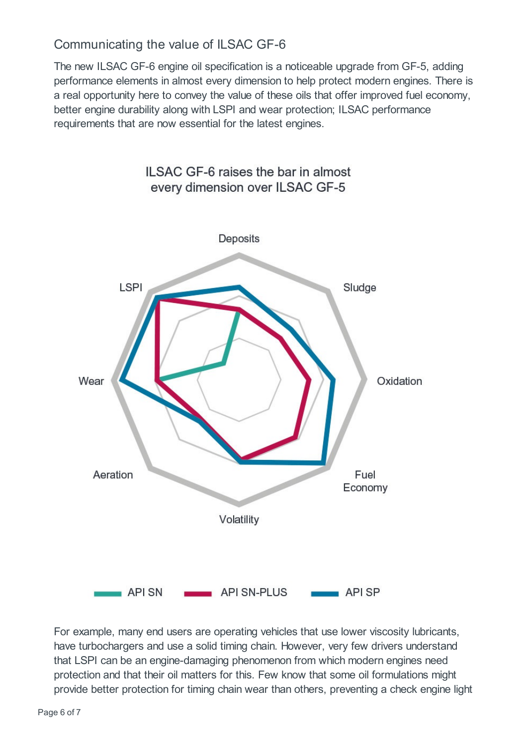## Communicating the value of ILSAC GF-6

The new ILSAC GF-6 engine oil specification is a noticeable upgrade from GF-5, adding performance elements in almost every dimension to help protect modern engines. There is a real opportunity here to convey the value of these oils that offer improved fuel economy, better engine durability along with LSPI and wear protection; ILSAC performance requirements that are now essential for the latest engines.

ILSAC GF-6 raises the bar in almost every dimension over ILSAC GF-5

Deposits, Sludge, Oxidation, Fuel Economy, Volatility, Aeration, Wear, LSPI

API SN — API SN-PLUS — API SP

For example, many end users are operating vehicles that use lower viscosity lubricants, have turbochargers and use a solid timing chain. However, very few drivers understand that LSPI can be an engine-damaging phenomenon from which modern engines need protection and that their oil matters for this. Few know that some oil formulations might provide better protection for timing chain wear than others, preventing a check engine light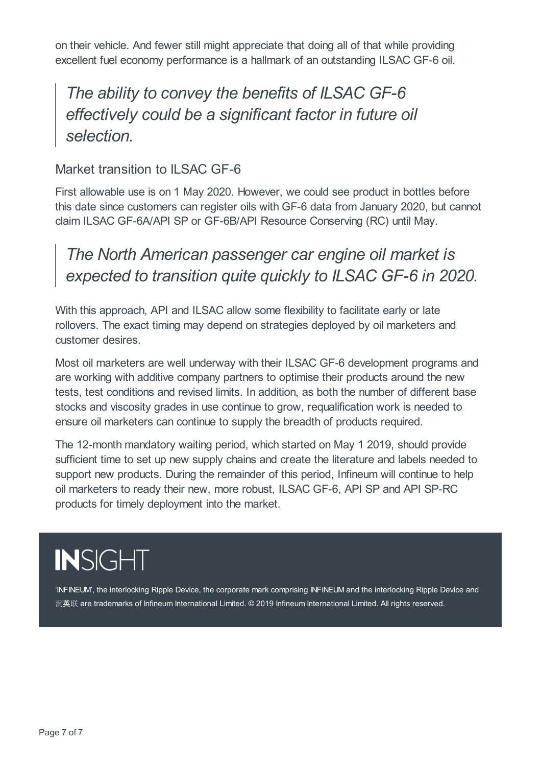on their vehicle. And fewer still might appreciate that doing all of that while providing excellent fuel economy performance is a hallmark of an outstanding ILSAC GF-6 oil.

> *The ability to convey the benefits of ILSAC GF-6 effectively could be a significant factor in future oil selection.*

## Market transition to ILSAC GF-6

First allowable use is on 1 May 2020. However, we could see product in bottles before this date since customers can register oils with GF-6 data from January 2020, but cannot claim ILSAC GF-6A/API SP or GF-6B/API Resource Conserving (RC) until May.

> *The North American passenger car engine oil market is expected to transition quite quickly to ILSAC GF-6 in 2020.*

With this approach, API and ILSAC allow some flexibility to facilitate early or late rollovers. The exact timing may depend on strategies deployed by oil marketers and customer desires.

Most oil marketers are well underway with their ILSAC GF-6 development programs and are working with additive company partners to optimise their products around the new tests, test conditions and revised limits. In addition, as both the number of different base stocks and viscosity grades in use continue to grow, requalification work is needed to ensure oil marketers can continue to supply the breadth of products required.

The 12-month mandatory waiting period, which started on May 1 2019, should provide sufficient time to set up new supply chains and create the literature and labels needed to support new products. During the remainder of this period, Infineum will continue to help oil marketers to ready their new, more robust, ILSAC GF-6, API SP and API SP-RC products for timely deployment into the market.

**IN**SIGHT

'INFINEUM', the interlocking Ripple Device, the corporate mark comprising INFINEUM and the interlocking Ripple Device and 润英联 are trademarks of Infineum International Limited. © 2019 Infineum International Limited. All rights reserved.